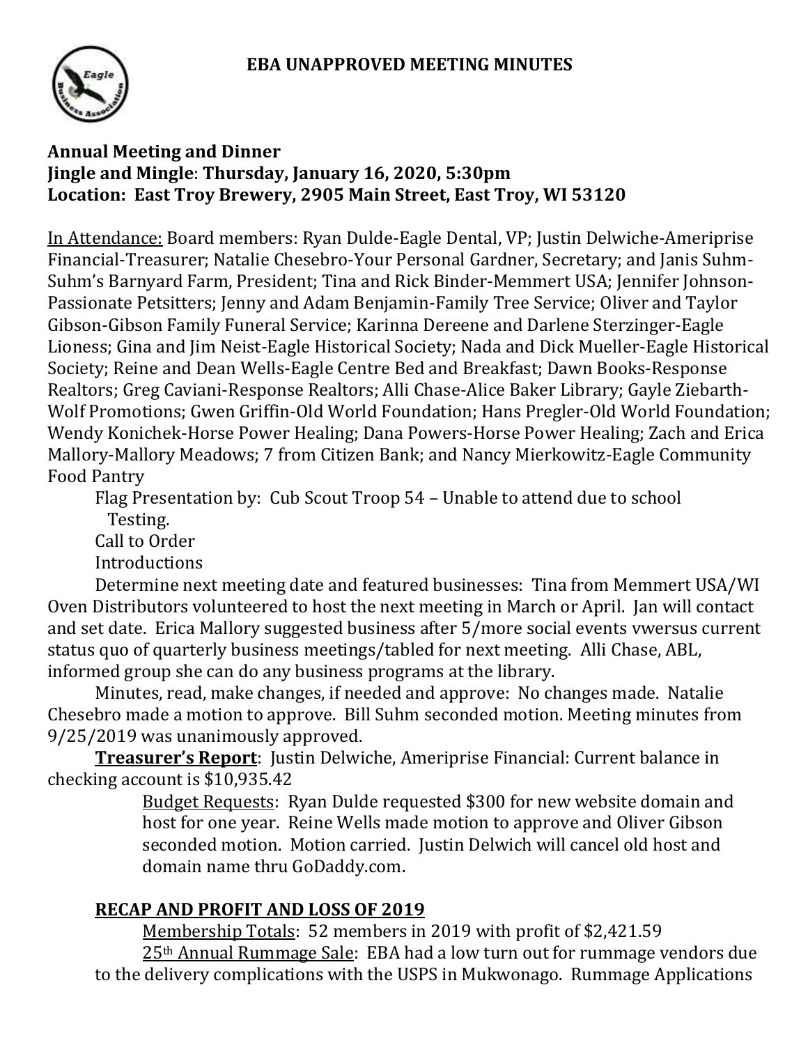## EBA UNAPPROVED MEETING MINUTES

**Annual Meeting and Dinner**
**Jingle and Mingle: Thursday, January 16, 2020, 5:30pm**
**Location: East Troy Brewery, 2905 Main Street, East Troy, WI 53120**

In Attendance: Board members: Ryan Dulde-Eagle Dental, VP; Justin Delwiche-Ameriprise Financial-Treasurer; Natalie Chesebro-Your Personal Gardner, Secretary; and Janis Suhm-Suhm's Barnyard Farm, President; Tina and Rick Binder-Memmert USA; Jennifer Johnson-Passionate Petsitters; Jenny and Adam Benjamin-Family Tree Service; Oliver and Taylor Gibson-Gibson Family Funeral Service; Karinna Dereene and Darlene Sterzinger-Eagle Lioness; Gina and Jim Neist-Eagle Historical Society; Nada and Dick Mueller-Eagle Historical Society; Reine and Dean Wells-Eagle Centre Bed and Breakfast; Dawn Books-Response Realtors; Greg Caviani-Response Realtors; Alli Chase-Alice Baker Library; Gayle Ziebarth-Wolf Promotions; Gwen Griffin-Old World Foundation; Hans Pregler-Old World Foundation; Wendy Konichek-Horse Power Healing; Dana Powers-Horse Power Healing; Zach and Erica Mallory-Mallory Meadows; 7 from Citizen Bank; and Nancy Mierkowitz-Eagle Community Food Pantry

Flag Presentation by: Cub Scout Troop 54 – Unable to attend due to school Testing.

Call to Order

Introductions

Determine next meeting date and featured businesses: Tina from Memmert USA/WI Oven Distributors volunteered to host the next meeting in March or April. Jan will contact and set date. Erica Mallory suggested business after 5/more social events vwersus current status quo of quarterly business meetings/tabled for next meeting. Alli Chase, ABL, informed group she can do any business programs at the library.

Minutes, read, make changes, if needed and approve: No changes made. Natalie Chesebro made a motion to approve. Bill Suhm seconded motion. Meeting minutes from 9/25/2019 was unanimously approved.

**Treasurer's Report**: Justin Delwiche, Ameriprise Financial: Current balance in checking account is $10,935.42

Budget Requests: Ryan Dulde requested $300 for new website domain and host for one year. Reine Wells made motion to approve and Oliver Gibson seconded motion. Motion carried. Justin Delwich will cancel old host and domain name thru GoDaddy.com.

### RECAP AND PROFIT AND LOSS OF 2019

Membership Totals: 52 members in 2019 with profit of $2,421.59

25th Annual Rummage Sale: EBA had a low turn out for rummage vendors due to the delivery complications with the USPS in Mukwonago. Rummage Applications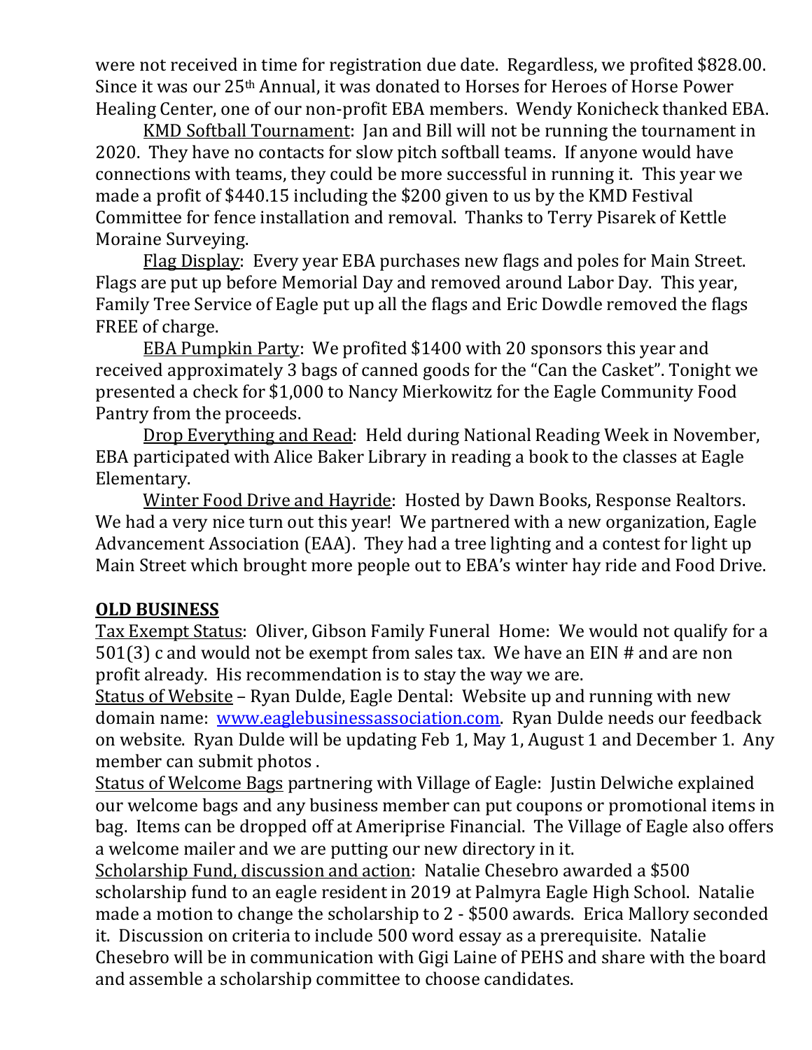were not received in time for registration due date. Regardless, we profited $828.00. Since it was our 25th Annual, it was donated to Horses for Heroes of Horse Power Healing Center, one of our non-profit EBA members. Wendy Konicheck thanked EBA.

KMD Softball Tournament: Jan and Bill will not be running the tournament in 2020. They have no contacts for slow pitch softball teams. If anyone would have connections with teams, they could be more successful in running it. This year we made a profit of $440.15 including the $200 given to us by the KMD Festival Committee for fence installation and removal. Thanks to Terry Pisarek of Kettle Moraine Surveying.

Flag Display: Every year EBA purchases new flags and poles for Main Street. Flags are put up before Memorial Day and removed around Labor Day. This year, Family Tree Service of Eagle put up all the flags and Eric Dowdle removed the flags FREE of charge.

EBA Pumpkin Party: We profited $1400 with 20 sponsors this year and received approximately 3 bags of canned goods for the "Can the Casket". Tonight we presented a check for $1,000 to Nancy Mierkowitz for the Eagle Community Food Pantry from the proceeds.

Drop Everything and Read: Held during National Reading Week in November, EBA participated with Alice Baker Library in reading a book to the classes at Eagle Elementary.

Winter Food Drive and Hayride: Hosted by Dawn Books, Response Realtors. We had a very nice turn out this year! We partnered with a new organization, Eagle Advancement Association (EAA). They had a tree lighting and a contest for light up Main Street which brought more people out to EBA's winter hay ride and Food Drive.

**OLD BUSINESS**

Tax Exempt Status: Oliver, Gibson Family Funeral Home: We would not qualify for a 501(3) c and would not be exempt from sales tax. We have an EIN # and are non profit already. His recommendation is to stay the way we are.

Status of Website – Ryan Dulde, Eagle Dental: Website up and running with new domain name: www.eaglebusinessassociation.com. Ryan Dulde needs our feedback on website. Ryan Dulde will be updating Feb 1, May 1, August 1 and December 1. Any member can submit photos .

Status of Welcome Bags partnering with Village of Eagle: Justin Delwiche explained our welcome bags and any business member can put coupons or promotional items in bag. Items can be dropped off at Ameriprise Financial. The Village of Eagle also offers a welcome mailer and we are putting our new directory in it.

Scholarship Fund, discussion and action: Natalie Chesebro awarded a $500 scholarship fund to an eagle resident in 2019 at Palmyra Eagle High School. Natalie made a motion to change the scholarship to 2 - $500 awards. Erica Mallory seconded it. Discussion on criteria to include 500 word essay as a prerequisite. Natalie Chesebro will be in communication with Gigi Laine of PEHS and share with the board and assemble a scholarship committee to choose candidates.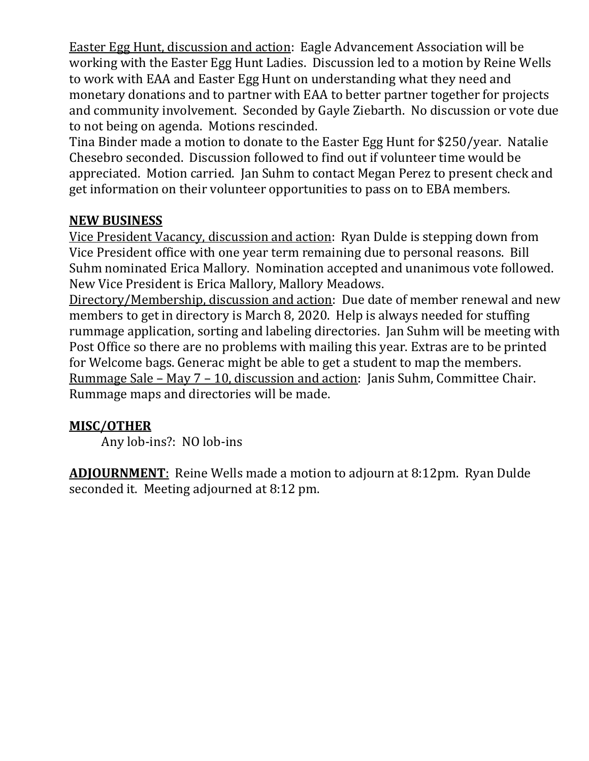Easter Egg Hunt, discussion and action: Eagle Advancement Association will be working with the Easter Egg Hunt Ladies. Discussion led to a motion by Reine Wells to work with EAA and Easter Egg Hunt on understanding what they need and monetary donations and to partner with EAA to better partner together for projects and community involvement. Seconded by Gayle Ziebarth. No discussion or vote due to not being on agenda. Motions rescinded.
Tina Binder made a motion to donate to the Easter Egg Hunt for $250/year. Natalie Chesebro seconded. Discussion followed to find out if volunteer time would be appreciated. Motion carried. Jan Suhm to contact Megan Perez to present check and get information on their volunteer opportunities to pass on to EBA members.

**NEW BUSINESS**

Vice President Vacancy, discussion and action: Ryan Dulde is stepping down from Vice President office with one year term remaining due to personal reasons. Bill Suhm nominated Erica Mallory. Nomination accepted and unanimous vote followed. New Vice President is Erica Mallory, Mallory Meadows.
Directory/Membership, discussion and action: Due date of member renewal and new members to get in directory is March 8, 2020. Help is always needed for stuffing rummage application, sorting and labeling directories. Jan Suhm will be meeting with Post Office so there are no problems with mailing this year. Extras are to be printed for Welcome bags. Generac might be able to get a student to map the members.
Rummage Sale – May 7 – 10, discussion and action: Janis Suhm, Committee Chair. Rummage maps and directories will be made.

**MISC/OTHER**

Any lob-ins?: NO lob-ins

**ADJOURNMENT**: Reine Wells made a motion to adjourn at 8:12pm. Ryan Dulde seconded it. Meeting adjourned at 8:12 pm.